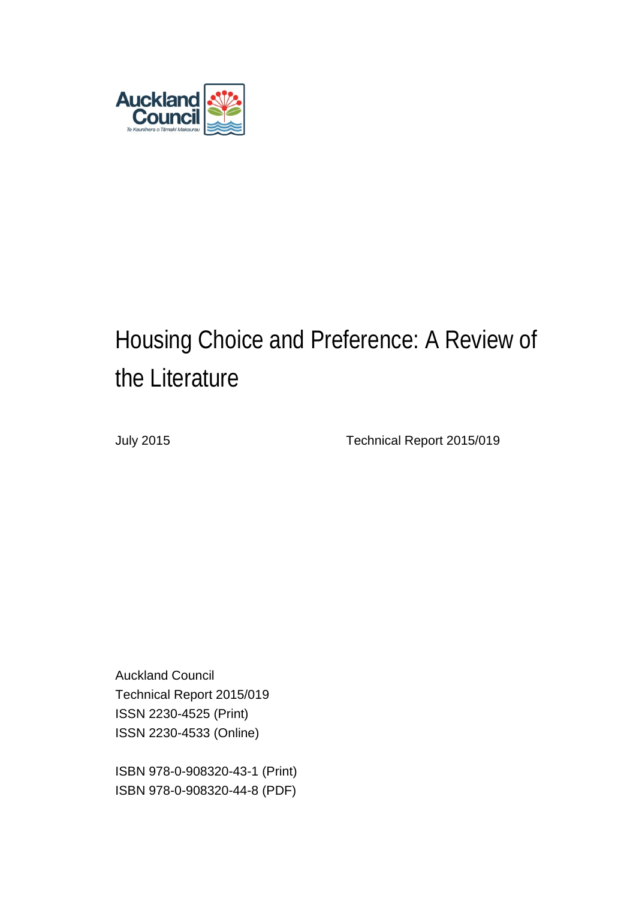Auckland Council

Te Kaunihera o Tāmaki Makaurau

# Housing Choice and Preference: A Review of the Literature

July 2015

Technical Report 2015/019

Auckland Council
Technical Report 2015/019
ISSN 2230-4525 (Print)
ISSN 2230-4533 (Online)

ISBN 978-0-908320-43-1 (Print)
ISBN 978-0-908320-44-8 (PDF)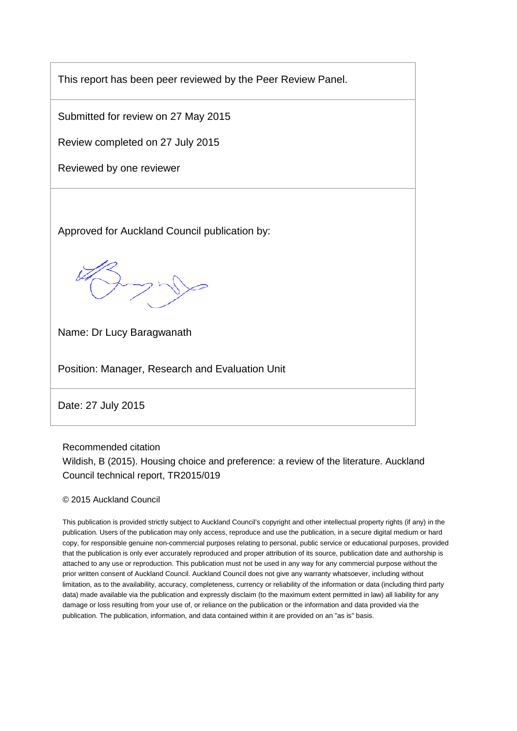This report has been peer reviewed by the Peer Review Panel.

Submitted for review on 27 May 2015

Review completed on 27 July 2015

Reviewed by one reviewer

Approved for Auckland Council publication by:

Name: Dr Lucy Baragwanath

Position: Manager, Research and Evaluation Unit

Date: 27 July 2015

Recommended citation

Wildish, B (2015). Housing choice and preference: a review of the literature. Auckland Council technical report, TR2015/019

© 2015 Auckland Council

This publication is provided strictly subject to Auckland Council's copyright and other intellectual property rights (if any) in the publication. Users of the publication may only access, reproduce and use the publication, in a secure digital medium or hard copy, for responsible genuine non-commercial purposes relating to personal, public service or educational purposes, provided that the publication is only ever accurately reproduced and proper attribution of its source, publication date and authorship is attached to any use or reproduction. This publication must not be used in any way for any commercial purpose without the prior written consent of Auckland Council. Auckland Council does not give any warranty whatsoever, including without limitation, as to the availability, accuracy, completeness, currency or reliability of the information or data (including third party data) made available via the publication and expressly disclaim (to the maximum extent permitted in law) all liability for any damage or loss resulting from your use of, or reliance on the publication or the information and data provided via the publication. The publication, information, and data contained within it are provided on an "as is" basis.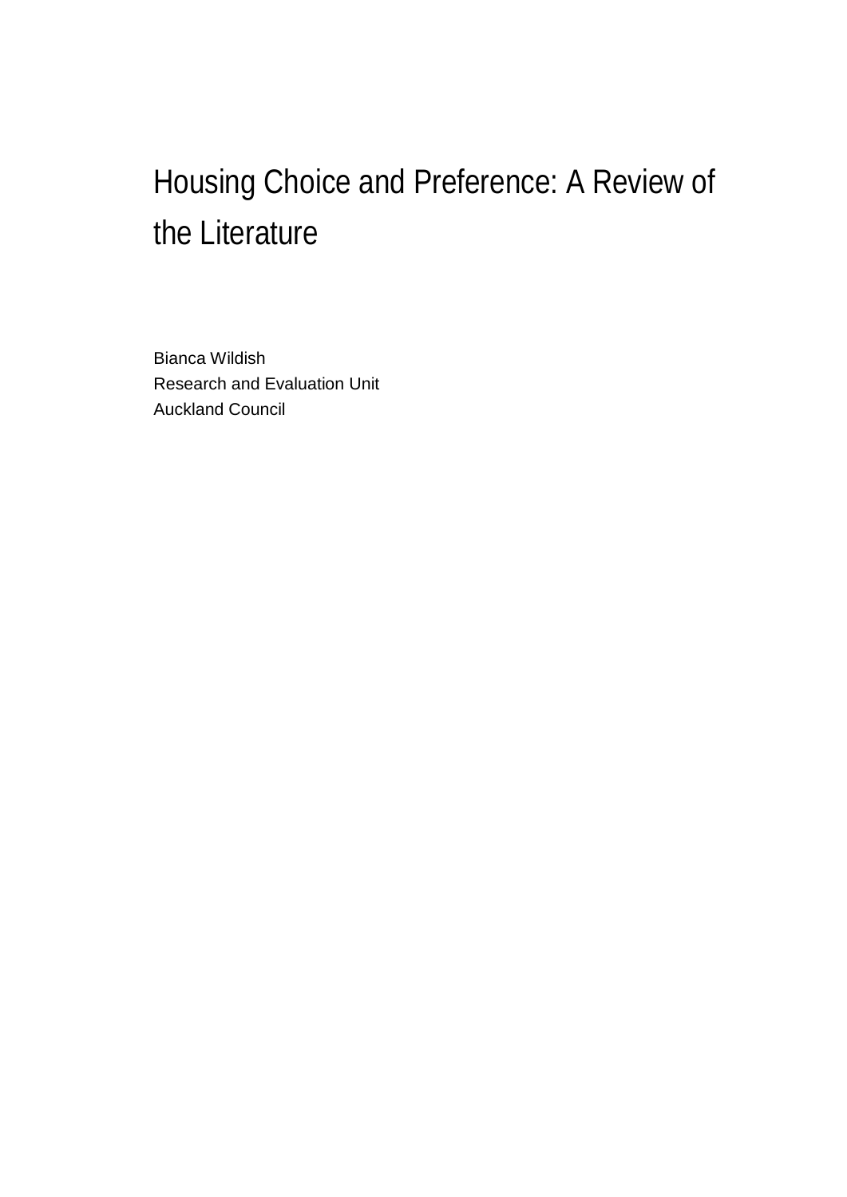# Housing Choice and Preference: A Review of the Literature

Bianca Wildish
Research and Evaluation Unit
Auckland Council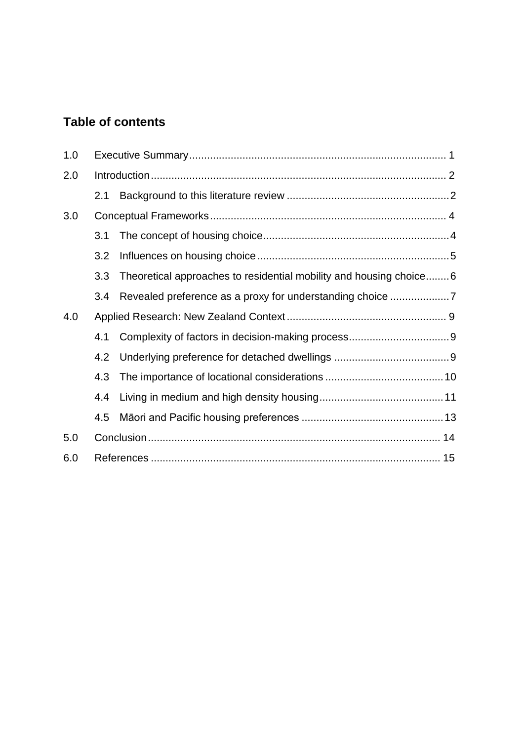## Table of contents

1.0 Executive Summary...................................................................................... 1

2.0 Introduction................................................................................................... 2

 2.1 Background to this literature review ....................................................... 2

3.0 Conceptual Frameworks................................................................................ 4

 3.1 The concept of housing choice............................................................... 4

 3.2 Influences on housing choice................................................................. 5

 3.3 Theoretical approaches to residential mobility and housing choice........ 6

 3.4 Revealed preference as a proxy for understanding choice .................... 7

4.0 Applied Research: New Zealand Context...................................................... 9

 4.1 Complexity of factors in decision-making process.................................. 9

 4.2 Underlying preference for detached dwellings ....................................... 9

 4.3 The importance of locational considerations ........................................ 10

 4.4 Living in medium and high density housing.......................................... 11

 4.5 Māori and Pacific housing preferences ................................................ 13

5.0 Conclusion.................................................................................................. 14

6.0 References ................................................................................................. 15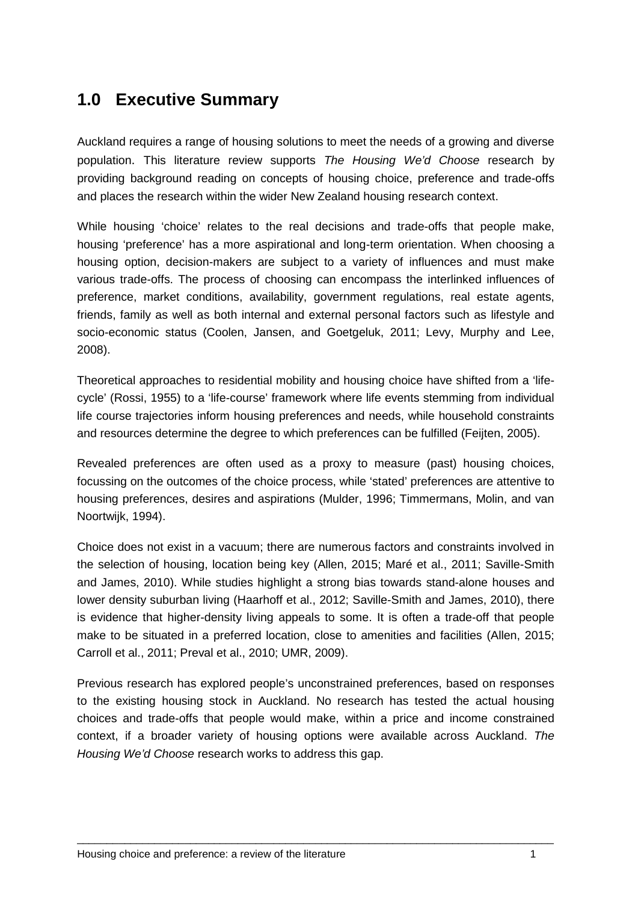## 1.0 Executive Summary

Auckland requires a range of housing solutions to meet the needs of a growing and diverse population. This literature review supports *The Housing We'd Choose* research by providing background reading on concepts of housing choice, preference and trade-offs and places the research within the wider New Zealand housing research context.

While housing 'choice' relates to the real decisions and trade-offs that people make, housing 'preference' has a more aspirational and long-term orientation. When choosing a housing option, decision-makers are subject to a variety of influences and must make various trade-offs. The process of choosing can encompass the interlinked influences of preference, market conditions, availability, government regulations, real estate agents, friends, family as well as both internal and external personal factors such as lifestyle and socio-economic status (Coolen, Jansen, and Goetgeluk, 2011; Levy, Murphy and Lee, 2008).

Theoretical approaches to residential mobility and housing choice have shifted from a 'life-cycle' (Rossi, 1955) to a 'life-course' framework where life events stemming from individual life course trajectories inform housing preferences and needs, while household constraints and resources determine the degree to which preferences can be fulfilled (Feijten, 2005).

Revealed preferences are often used as a proxy to measure (past) housing choices, focussing on the outcomes of the choice process, while 'stated' preferences are attentive to housing preferences, desires and aspirations (Mulder, 1996; Timmermans, Molin, and van Noortwijk, 1994).

Choice does not exist in a vacuum; there are numerous factors and constraints involved in the selection of housing, location being key (Allen, 2015; Maré et al., 2011; Saville-Smith and James, 2010). While studies highlight a strong bias towards stand-alone houses and lower density suburban living (Haarhoff et al., 2012; Saville-Smith and James, 2010), there is evidence that higher-density living appeals to some. It is often a trade-off that people make to be situated in a preferred location, close to amenities and facilities (Allen, 2015; Carroll et al., 2011; Preval et al., 2010; UMR, 2009).

Previous research has explored people's unconstrained preferences, based on responses to the existing housing stock in Auckland. No research has tested the actual housing choices and trade-offs that people would make, within a price and income constrained context, if a broader variety of housing options were available across Auckland. *The Housing We'd Choose* research works to address this gap.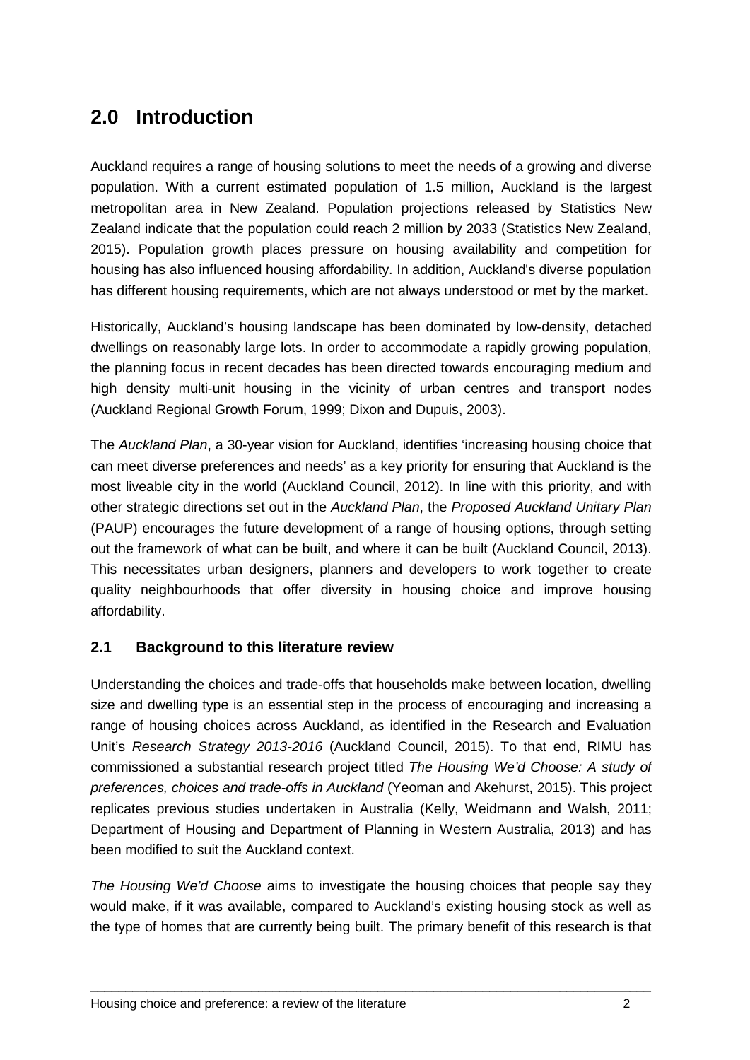# 2.0 Introduction

Auckland requires a range of housing solutions to meet the needs of a growing and diverse population. With a current estimated population of 1.5 million, Auckland is the largest metropolitan area in New Zealand. Population projections released by Statistics New Zealand indicate that the population could reach 2 million by 2033 (Statistics New Zealand, 2015). Population growth places pressure on housing availability and competition for housing has also influenced housing affordability. In addition, Auckland's diverse population has different housing requirements, which are not always understood or met by the market.

Historically, Auckland's housing landscape has been dominated by low-density, detached dwellings on reasonably large lots. In order to accommodate a rapidly growing population, the planning focus in recent decades has been directed towards encouraging medium and high density multi-unit housing in the vicinity of urban centres and transport nodes (Auckland Regional Growth Forum, 1999; Dixon and Dupuis, 2003).

The *Auckland Plan*, a 30-year vision for Auckland, identifies 'increasing housing choice that can meet diverse preferences and needs' as a key priority for ensuring that Auckland is the most liveable city in the world (Auckland Council, 2012). In line with this priority, and with other strategic directions set out in the *Auckland Plan*, the *Proposed Auckland Unitary Plan* (PAUP) encourages the future development of a range of housing options, through setting out the framework of what can be built, and where it can be built (Auckland Council, 2013). This necessitates urban designers, planners and developers to work together to create quality neighbourhoods that offer diversity in housing choice and improve housing affordability.

## 2.1 Background to this literature review

Understanding the choices and trade-offs that households make between location, dwelling size and dwelling type is an essential step in the process of encouraging and increasing a range of housing choices across Auckland, as identified in the Research and Evaluation Unit's *Research Strategy 2013-2016* (Auckland Council, 2015). To that end, RIMU has commissioned a substantial research project titled *The Housing We'd Choose: A study of preferences, choices and trade-offs in Auckland* (Yeoman and Akehurst, 2015). This project replicates previous studies undertaken in Australia (Kelly, Weidmann and Walsh, 2011; Department of Housing and Department of Planning in Western Australia, 2013) and has been modified to suit the Auckland context.

*The Housing We'd Choose* aims to investigate the housing choices that people say they would make, if it was available, compared to Auckland's existing housing stock as well as the type of homes that are currently being built. The primary benefit of this research is that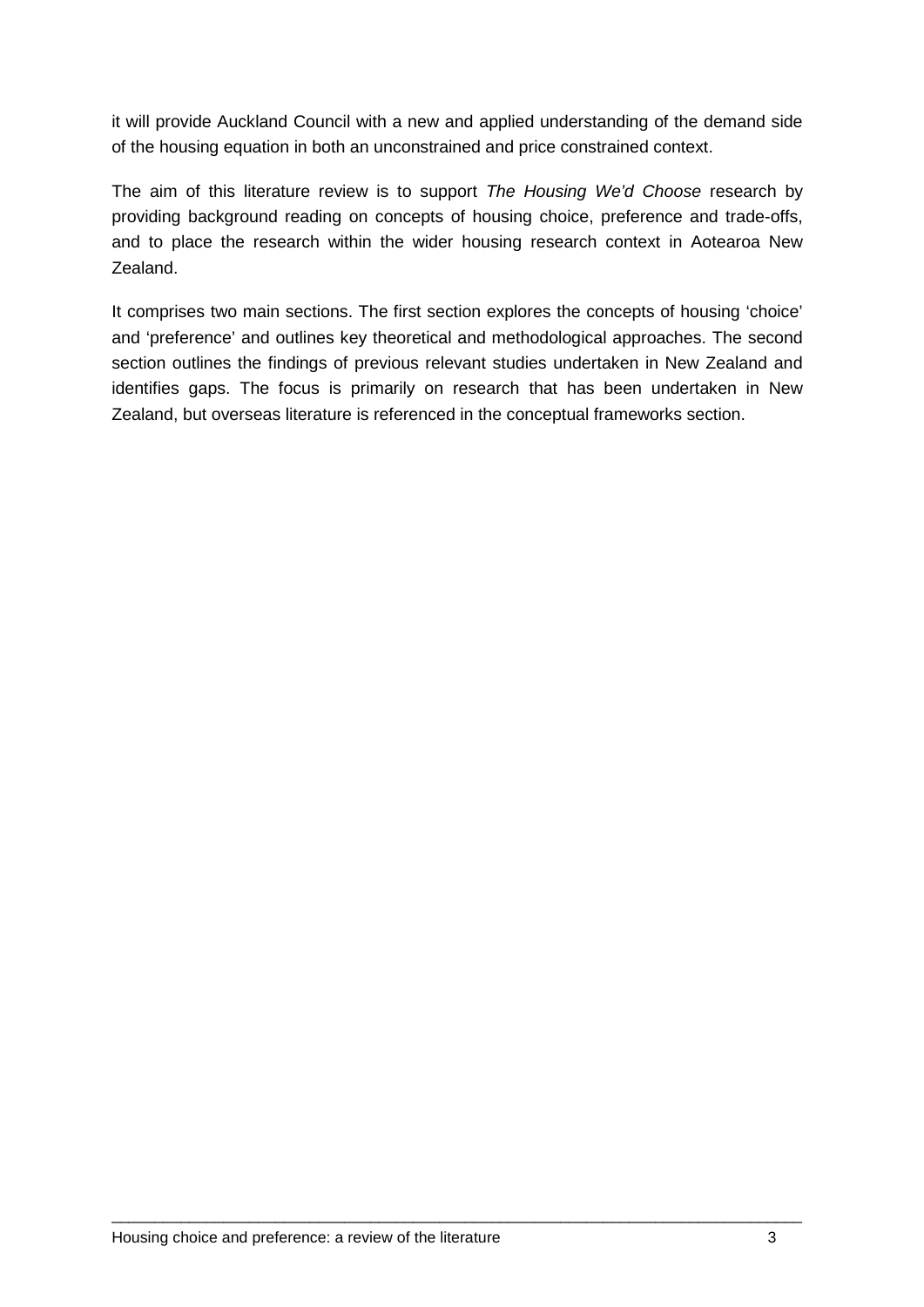it will provide Auckland Council with a new and applied understanding of the demand side of the housing equation in both an unconstrained and price constrained context.

The aim of this literature review is to support *The Housing We'd Choose* research by providing background reading on concepts of housing choice, preference and trade-offs, and to place the research within the wider housing research context in Aotearoa New Zealand.

It comprises two main sections. The first section explores the concepts of housing 'choice' and 'preference' and outlines key theoretical and methodological approaches. The second section outlines the findings of previous relevant studies undertaken in New Zealand and identifies gaps. The focus is primarily on research that has been undertaken in New Zealand, but overseas literature is referenced in the conceptual frameworks section.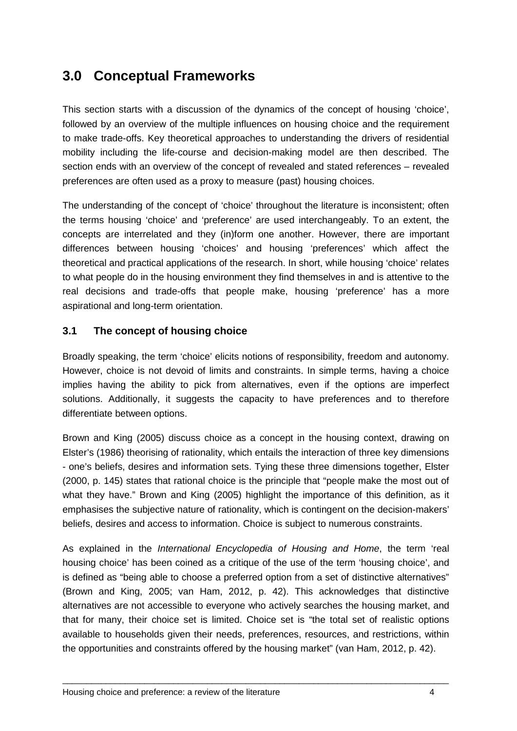# 3.0 Conceptual Frameworks

This section starts with a discussion of the dynamics of the concept of housing 'choice', followed by an overview of the multiple influences on housing choice and the requirement to make trade-offs. Key theoretical approaches to understanding the drivers of residential mobility including the life-course and decision-making model are then described. The section ends with an overview of the concept of revealed and stated references – revealed preferences are often used as a proxy to measure (past) housing choices.

The understanding of the concept of 'choice' throughout the literature is inconsistent; often the terms housing 'choice' and 'preference' are used interchangeably. To an extent, the concepts are interrelated and they (in)form one another. However, there are important differences between housing 'choices' and housing 'preferences' which affect the theoretical and practical applications of the research. In short, while housing 'choice' relates to what people do in the housing environment they find themselves in and is attentive to the real decisions and trade-offs that people make, housing 'preference' has a more aspirational and long-term orientation.

## 3.1 The concept of housing choice

Broadly speaking, the term 'choice' elicits notions of responsibility, freedom and autonomy. However, choice is not devoid of limits and constraints. In simple terms, having a choice implies having the ability to pick from alternatives, even if the options are imperfect solutions. Additionally, it suggests the capacity to have preferences and to therefore differentiate between options.

Brown and King (2005) discuss choice as a concept in the housing context, drawing on Elster's (1986) theorising of rationality, which entails the interaction of three key dimensions - one's beliefs, desires and information sets. Tying these three dimensions together, Elster (2000, p. 145) states that rational choice is the principle that "people make the most out of what they have." Brown and King (2005) highlight the importance of this definition, as it emphasises the subjective nature of rationality, which is contingent on the decision-makers' beliefs, desires and access to information. Choice is subject to numerous constraints.

As explained in the *International Encyclopedia of Housing and Home*, the term 'real housing choice' has been coined as a critique of the use of the term 'housing choice', and is defined as "being able to choose a preferred option from a set of distinctive alternatives" (Brown and King, 2005; van Ham, 2012, p. 42). This acknowledges that distinctive alternatives are not accessible to everyone who actively searches the housing market, and that for many, their choice set is limited. Choice set is "the total set of realistic options available to households given their needs, preferences, resources, and restrictions, within the opportunities and constraints offered by the housing market" (van Ham, 2012, p. 42).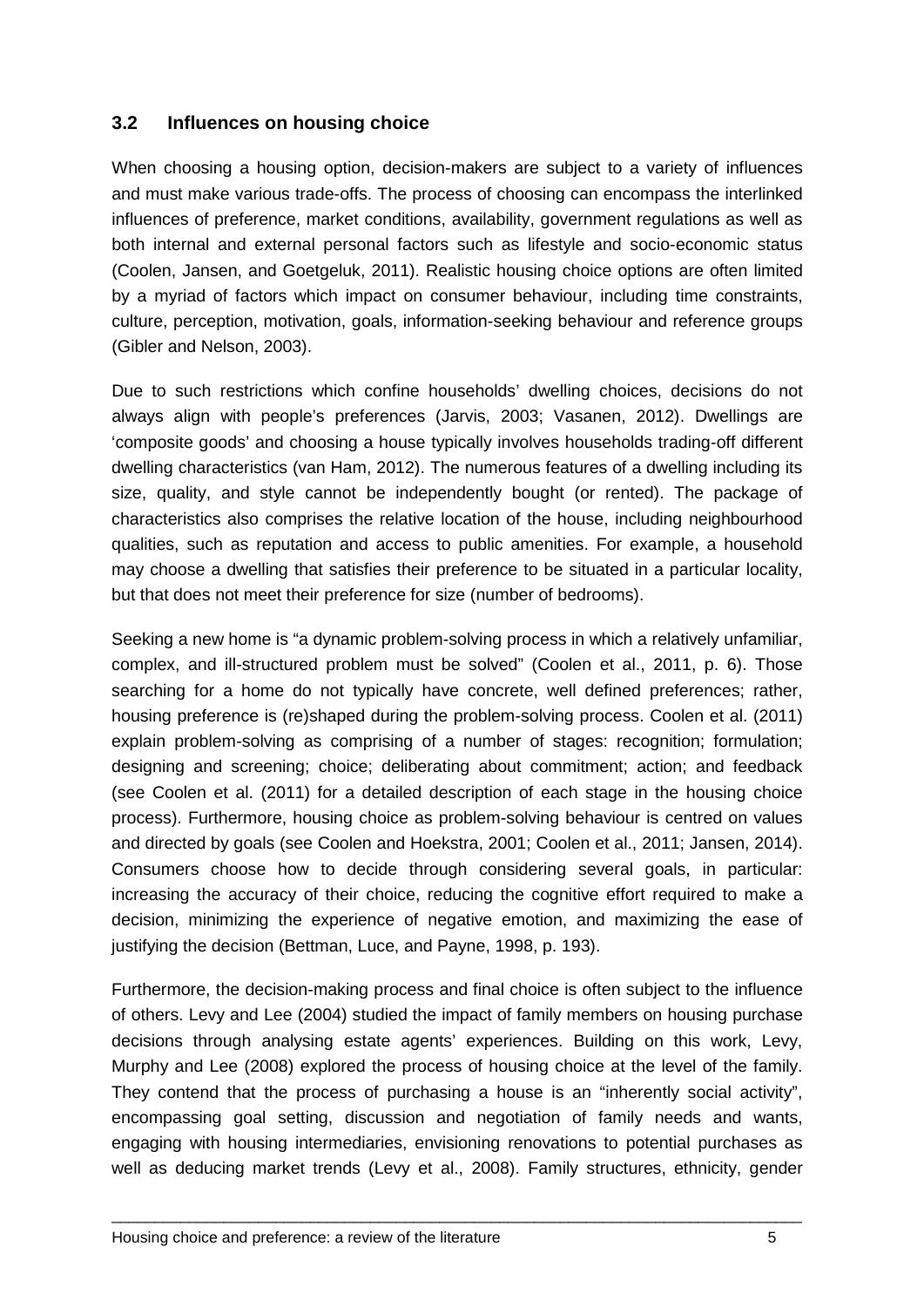## 3.2 Influences on housing choice

When choosing a housing option, decision-makers are subject to a variety of influences and must make various trade-offs. The process of choosing can encompass the interlinked influences of preference, market conditions, availability, government regulations as well as both internal and external personal factors such as lifestyle and socio-economic status (Coolen, Jansen, and Goetgeluk, 2011). Realistic housing choice options are often limited by a myriad of factors which impact on consumer behaviour, including time constraints, culture, perception, motivation, goals, information-seeking behaviour and reference groups (Gibler and Nelson, 2003).

Due to such restrictions which confine households' dwelling choices, decisions do not always align with people's preferences (Jarvis, 2003; Vasanen, 2012). Dwellings are 'composite goods' and choosing a house typically involves households trading-off different dwelling characteristics (van Ham, 2012). The numerous features of a dwelling including its size, quality, and style cannot be independently bought (or rented). The package of characteristics also comprises the relative location of the house, including neighbourhood qualities, such as reputation and access to public amenities. For example, a household may choose a dwelling that satisfies their preference to be situated in a particular locality, but that does not meet their preference for size (number of bedrooms).

Seeking a new home is "a dynamic problem-solving process in which a relatively unfamiliar, complex, and ill-structured problem must be solved" (Coolen et al., 2011, p. 6). Those searching for a home do not typically have concrete, well defined preferences; rather, housing preference is (re)shaped during the problem-solving process. Coolen et al. (2011) explain problem-solving as comprising of a number of stages: recognition; formulation; designing and screening; choice; deliberating about commitment; action; and feedback (see Coolen et al. (2011) for a detailed description of each stage in the housing choice process). Furthermore, housing choice as problem-solving behaviour is centred on values and directed by goals (see Coolen and Hoekstra, 2001; Coolen et al., 2011; Jansen, 2014). Consumers choose how to decide through considering several goals, in particular: increasing the accuracy of their choice, reducing the cognitive effort required to make a decision, minimizing the experience of negative emotion, and maximizing the ease of justifying the decision (Bettman, Luce, and Payne, 1998, p. 193).

Furthermore, the decision-making process and final choice is often subject to the influence of others. Levy and Lee (2004) studied the impact of family members on housing purchase decisions through analysing estate agents' experiences. Building on this work, Levy, Murphy and Lee (2008) explored the process of housing choice at the level of the family. They contend that the process of purchasing a house is an "inherently social activity", encompassing goal setting, discussion and negotiation of family needs and wants, engaging with housing intermediaries, envisioning renovations to potential purchases as well as deducing market trends (Levy et al., 2008). Family structures, ethnicity, gender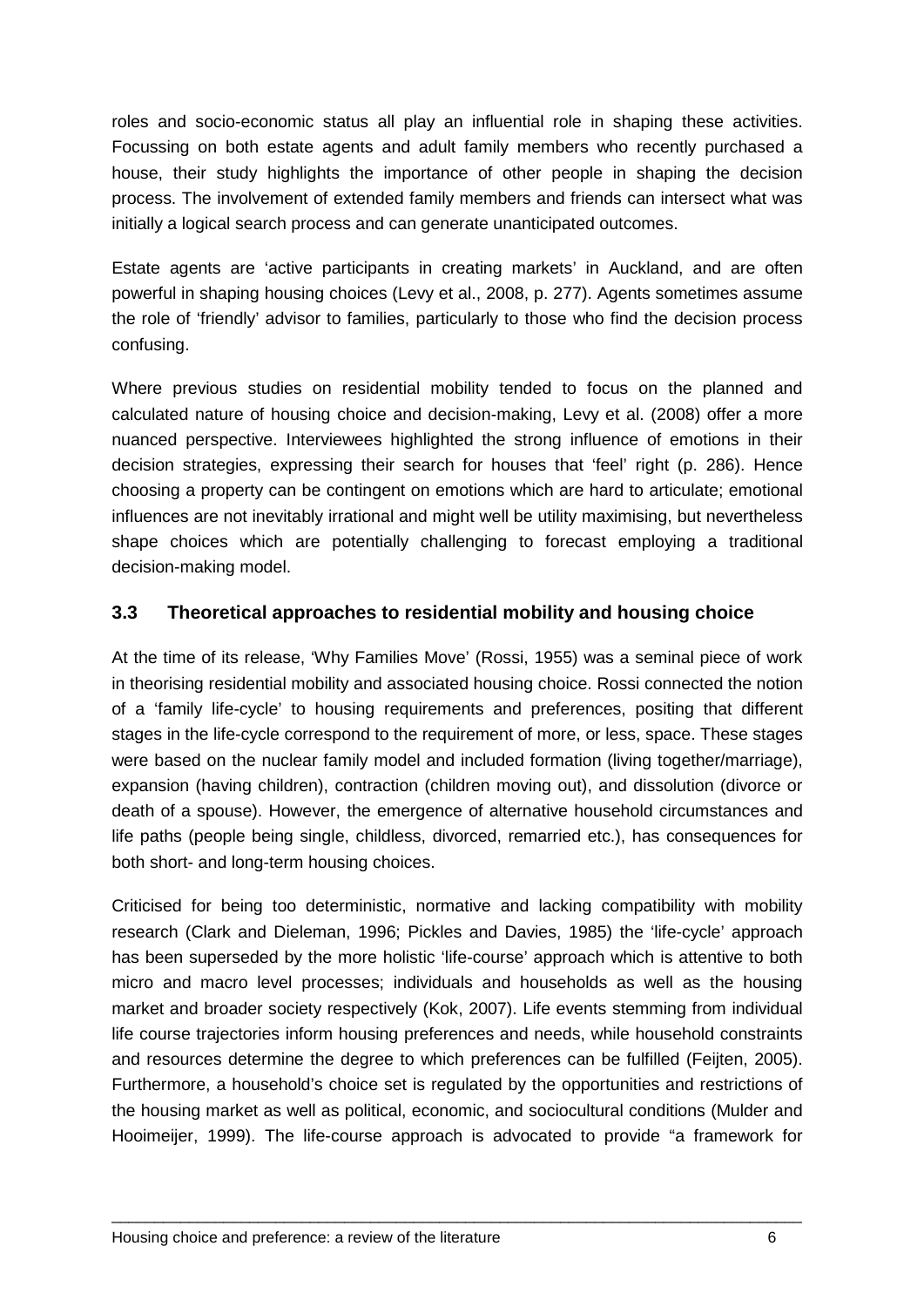roles and socio-economic status all play an influential role in shaping these activities. Focussing on both estate agents and adult family members who recently purchased a house, their study highlights the importance of other people in shaping the decision process. The involvement of extended family members and friends can intersect what was initially a logical search process and can generate unanticipated outcomes.

Estate agents are 'active participants in creating markets' in Auckland, and are often powerful in shaping housing choices (Levy et al., 2008, p. 277). Agents sometimes assume the role of 'friendly' advisor to families, particularly to those who find the decision process confusing.

Where previous studies on residential mobility tended to focus on the planned and calculated nature of housing choice and decision-making, Levy et al. (2008) offer a more nuanced perspective. Interviewees highlighted the strong influence of emotions in their decision strategies, expressing their search for houses that 'feel' right (p. 286). Hence choosing a property can be contingent on emotions which are hard to articulate; emotional influences are not inevitably irrational and might well be utility maximising, but nevertheless shape choices which are potentially challenging to forecast employing a traditional decision-making model.

### 3.3 Theoretical approaches to residential mobility and housing choice

At the time of its release, 'Why Families Move' (Rossi, 1955) was a seminal piece of work in theorising residential mobility and associated housing choice. Rossi connected the notion of a 'family life-cycle' to housing requirements and preferences, positing that different stages in the life-cycle correspond to the requirement of more, or less, space. These stages were based on the nuclear family model and included formation (living together/marriage), expansion (having children), contraction (children moving out), and dissolution (divorce or death of a spouse). However, the emergence of alternative household circumstances and life paths (people being single, childless, divorced, remarried etc.), has consequences for both short- and long-term housing choices.

Criticised for being too deterministic, normative and lacking compatibility with mobility research (Clark and Dieleman, 1996; Pickles and Davies, 1985) the 'life-cycle' approach has been superseded by the more holistic 'life-course' approach which is attentive to both micro and macro level processes; individuals and households as well as the housing market and broader society respectively (Kok, 2007). Life events stemming from individual life course trajectories inform housing preferences and needs, while household constraints and resources determine the degree to which preferences can be fulfilled (Feijten, 2005). Furthermore, a household's choice set is regulated by the opportunities and restrictions of the housing market as well as political, economic, and sociocultural conditions (Mulder and Hooimeijer, 1999). The life-course approach is advocated to provide "a framework for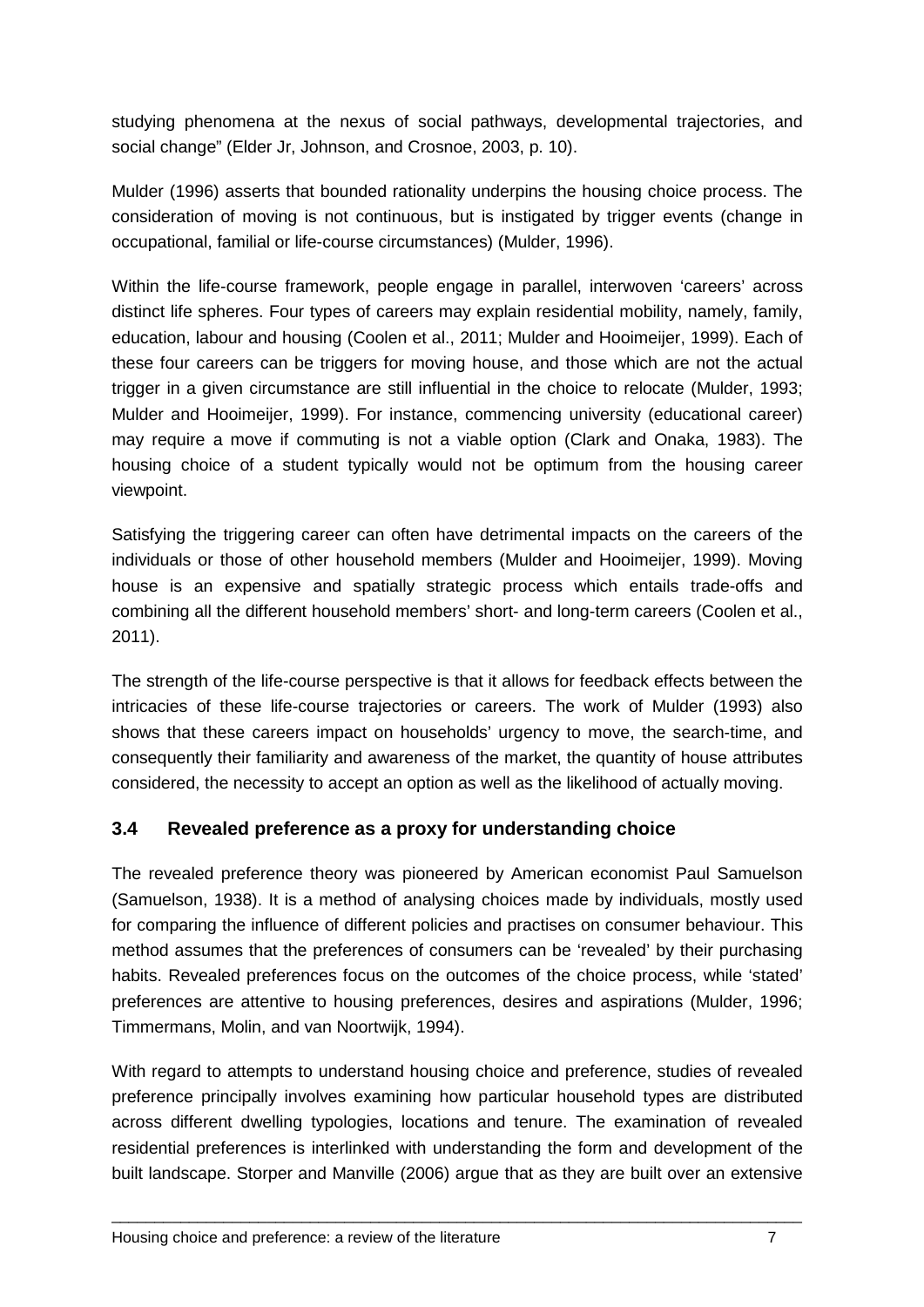studying phenomena at the nexus of social pathways, developmental trajectories, and social change" (Elder Jr, Johnson, and Crosnoe, 2003, p. 10).

Mulder (1996) asserts that bounded rationality underpins the housing choice process. The consideration of moving is not continuous, but is instigated by trigger events (change in occupational, familial or life-course circumstances) (Mulder, 1996).

Within the life-course framework, people engage in parallel, interwoven 'careers' across distinct life spheres. Four types of careers may explain residential mobility, namely, family, education, labour and housing (Coolen et al., 2011; Mulder and Hooimeijer, 1999). Each of these four careers can be triggers for moving house, and those which are not the actual trigger in a given circumstance are still influential in the choice to relocate (Mulder, 1993; Mulder and Hooimeijer, 1999). For instance, commencing university (educational career) may require a move if commuting is not a viable option (Clark and Onaka, 1983). The housing choice of a student typically would not be optimum from the housing career viewpoint.

Satisfying the triggering career can often have detrimental impacts on the careers of the individuals or those of other household members (Mulder and Hooimeijer, 1999). Moving house is an expensive and spatially strategic process which entails trade-offs and combining all the different household members' short- and long-term careers (Coolen et al., 2011).

The strength of the life-course perspective is that it allows for feedback effects between the intricacies of these life-course trajectories or careers. The work of Mulder (1993) also shows that these careers impact on households' urgency to move, the search-time, and consequently their familiarity and awareness of the market, the quantity of house attributes considered, the necessity to accept an option as well as the likelihood of actually moving.

### 3.4 Revealed preference as a proxy for understanding choice

The revealed preference theory was pioneered by American economist Paul Samuelson (Samuelson, 1938). It is a method of analysing choices made by individuals, mostly used for comparing the influence of different policies and practises on consumer behaviour. This method assumes that the preferences of consumers can be 'revealed' by their purchasing habits. Revealed preferences focus on the outcomes of the choice process, while 'stated' preferences are attentive to housing preferences, desires and aspirations (Mulder, 1996; Timmermans, Molin, and van Noortwijk, 1994).

With regard to attempts to understand housing choice and preference, studies of revealed preference principally involves examining how particular household types are distributed across different dwelling typologies, locations and tenure. The examination of revealed residential preferences is interlinked with understanding the form and development of the built landscape. Storper and Manville (2006) argue that as they are built over an extensive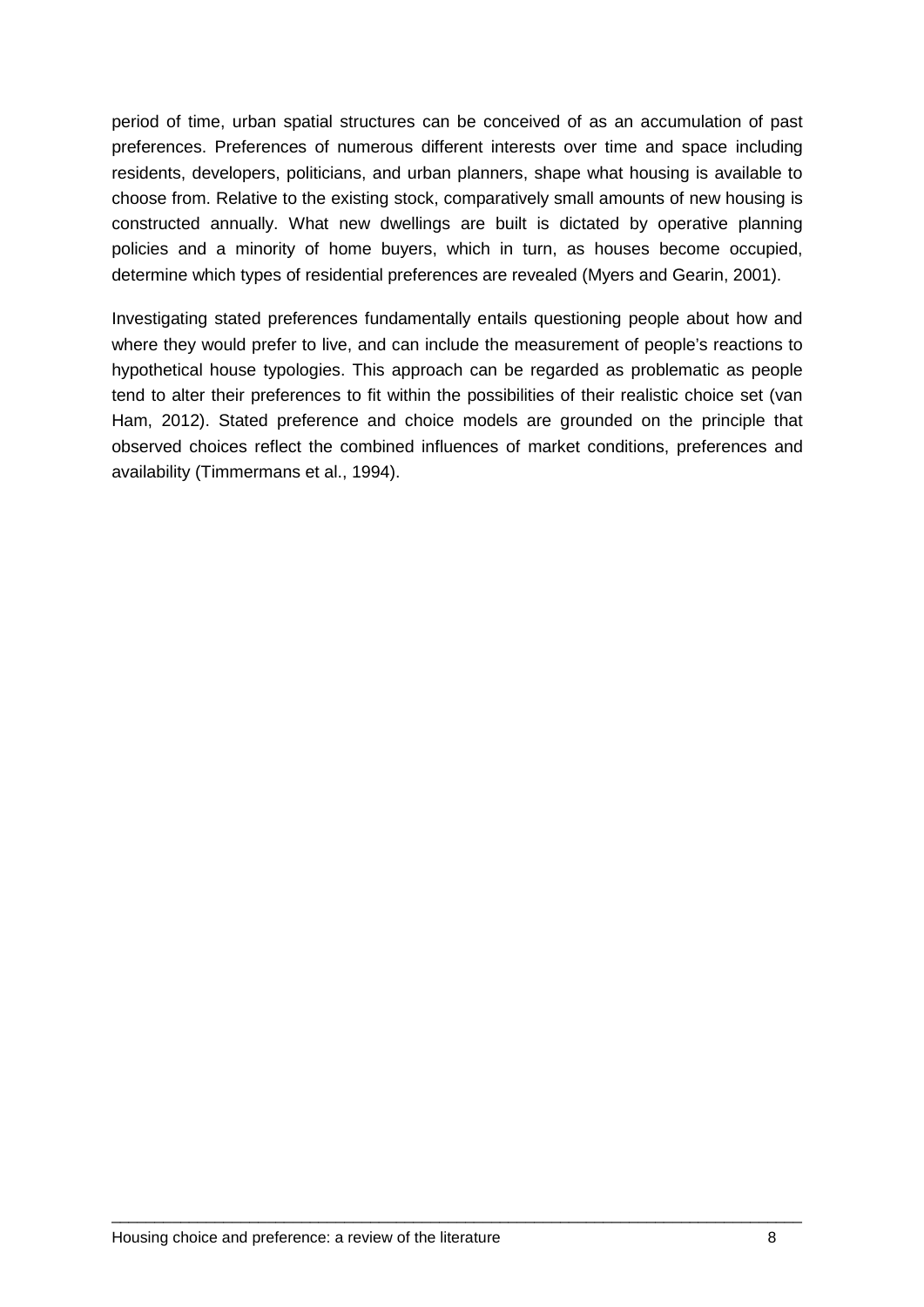period of time, urban spatial structures can be conceived of as an accumulation of past preferences. Preferences of numerous different interests over time and space including residents, developers, politicians, and urban planners, shape what housing is available to choose from. Relative to the existing stock, comparatively small amounts of new housing is constructed annually. What new dwellings are built is dictated by operative planning policies and a minority of home buyers, which in turn, as houses become occupied, determine which types of residential preferences are revealed (Myers and Gearin, 2001).

Investigating stated preferences fundamentally entails questioning people about how and where they would prefer to live, and can include the measurement of people's reactions to hypothetical house typologies. This approach can be regarded as problematic as people tend to alter their preferences to fit within the possibilities of their realistic choice set (van Ham, 2012). Stated preference and choice models are grounded on the principle that observed choices reflect the combined influences of market conditions, preferences and availability (Timmermans et al., 1994).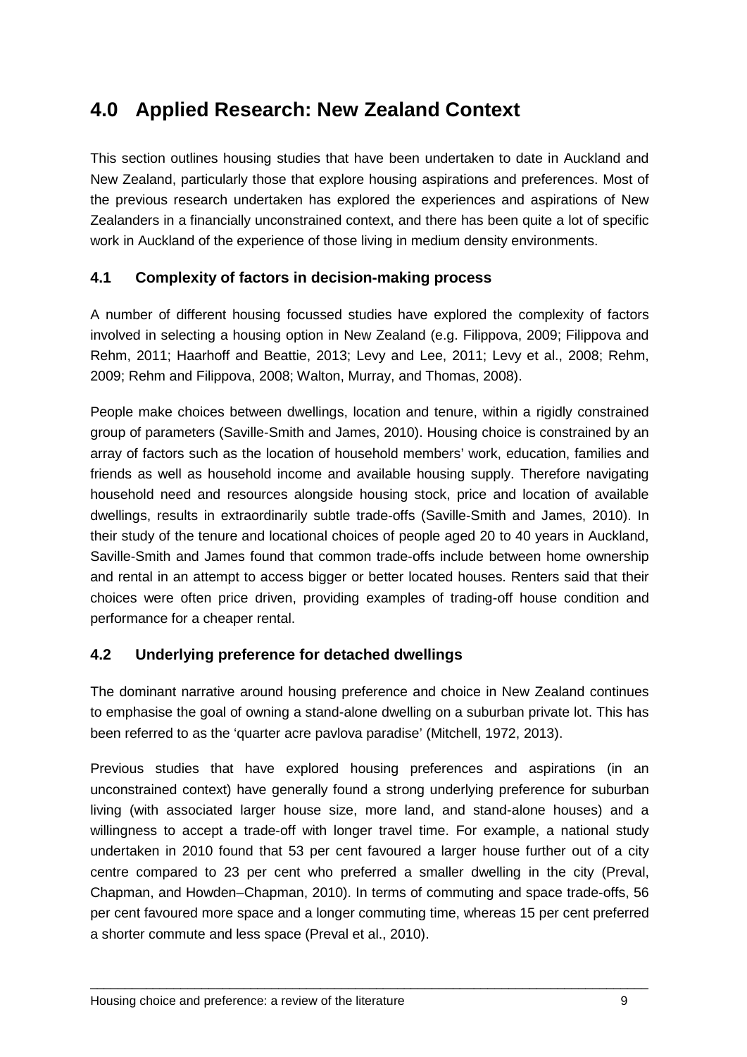# 4.0 Applied Research: New Zealand Context

This section outlines housing studies that have been undertaken to date in Auckland and New Zealand, particularly those that explore housing aspirations and preferences. Most of the previous research undertaken has explored the experiences and aspirations of New Zealanders in a financially unconstrained context, and there has been quite a lot of specific work in Auckland of the experience of those living in medium density environments.

## 4.1 Complexity of factors in decision-making process

A number of different housing focussed studies have explored the complexity of factors involved in selecting a housing option in New Zealand (e.g. Filippova, 2009; Filippova and Rehm, 2011; Haarhoff and Beattie, 2013; Levy and Lee, 2011; Levy et al., 2008; Rehm, 2009; Rehm and Filippova, 2008; Walton, Murray, and Thomas, 2008).

People make choices between dwellings, location and tenure, within a rigidly constrained group of parameters (Saville-Smith and James, 2010). Housing choice is constrained by an array of factors such as the location of household members' work, education, families and friends as well as household income and available housing supply. Therefore navigating household need and resources alongside housing stock, price and location of available dwellings, results in extraordinarily subtle trade-offs (Saville-Smith and James, 2010). In their study of the tenure and locational choices of people aged 20 to 40 years in Auckland, Saville-Smith and James found that common trade-offs include between home ownership and rental in an attempt to access bigger or better located houses. Renters said that their choices were often price driven, providing examples of trading-off house condition and performance for a cheaper rental.

## 4.2 Underlying preference for detached dwellings

The dominant narrative around housing preference and choice in New Zealand continues to emphasise the goal of owning a stand-alone dwelling on a suburban private lot. This has been referred to as the 'quarter acre pavlova paradise' (Mitchell, 1972, 2013).

Previous studies that have explored housing preferences and aspirations (in an unconstrained context) have generally found a strong underlying preference for suburban living (with associated larger house size, more land, and stand-alone houses) and a willingness to accept a trade-off with longer travel time. For example, a national study undertaken in 2010 found that 53 per cent favoured a larger house further out of a city centre compared to 23 per cent who preferred a smaller dwelling in the city (Preval, Chapman, and Howden–Chapman, 2010). In terms of commuting and space trade-offs, 56 per cent favoured more space and a longer commuting time, whereas 15 per cent preferred a shorter commute and less space (Preval et al., 2010).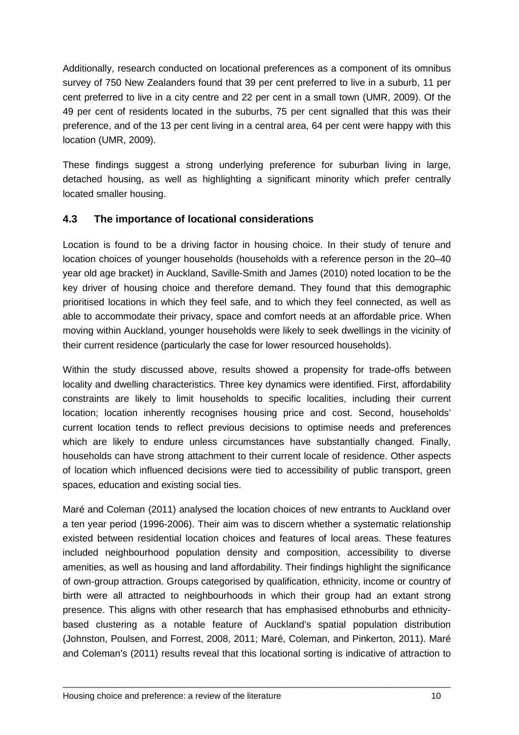Additionally, research conducted on locational preferences as a component of its omnibus survey of 750 New Zealanders found that 39 per cent preferred to live in a suburb, 11 per cent preferred to live in a city centre and 22 per cent in a small town (UMR, 2009). Of the 49 per cent of residents located in the suburbs, 75 per cent signalled that this was their preference, and of the 13 per cent living in a central area, 64 per cent were happy with this location (UMR, 2009).

These findings suggest a strong underlying preference for suburban living in large, detached housing, as well as highlighting a significant minority which prefer centrally located smaller housing.

### 4.3 The importance of locational considerations

Location is found to be a driving factor in housing choice. In their study of tenure and location choices of younger households (households with a reference person in the 20–40 year old age bracket) in Auckland, Saville-Smith and James (2010) noted location to be the key driver of housing choice and therefore demand. They found that this demographic prioritised locations in which they feel safe, and to which they feel connected, as well as able to accommodate their privacy, space and comfort needs at an affordable price. When moving within Auckland, younger households were likely to seek dwellings in the vicinity of their current residence (particularly the case for lower resourced households).

Within the study discussed above, results showed a propensity for trade-offs between locality and dwelling characteristics. Three key dynamics were identified. First, affordability constraints are likely to limit households to specific localities, including their current location; location inherently recognises housing price and cost. Second, households' current location tends to reflect previous decisions to optimise needs and preferences which are likely to endure unless circumstances have substantially changed. Finally, households can have strong attachment to their current locale of residence. Other aspects of location which influenced decisions were tied to accessibility of public transport, green spaces, education and existing social ties.

Maré and Coleman (2011) analysed the location choices of new entrants to Auckland over a ten year period (1996-2006). Their aim was to discern whether a systematic relationship existed between residential location choices and features of local areas. These features included neighbourhood population density and composition, accessibility to diverse amenities, as well as housing and land affordability. Their findings highlight the significance of own-group attraction. Groups categorised by qualification, ethnicity, income or country of birth were all attracted to neighbourhoods in which their group had an extant strong presence. This aligns with other research that has emphasised ethnoburbs and ethnicity-based clustering as a notable feature of Auckland's spatial population distribution (Johnston, Poulsen, and Forrest, 2008, 2011; Maré, Coleman, and Pinkerton, 2011). Maré and Coleman's (2011) results reveal that this locational sorting is indicative of attraction to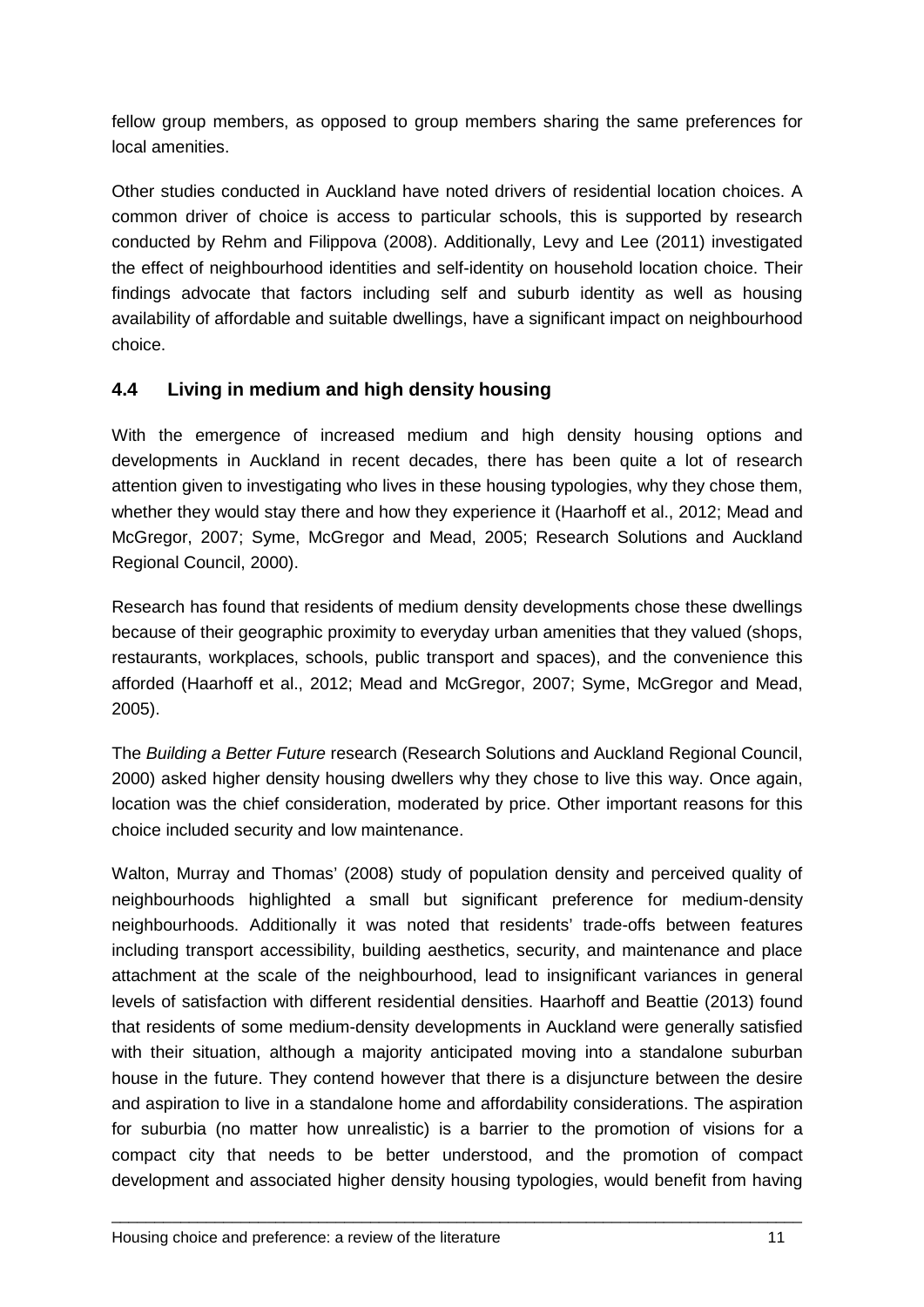fellow group members, as opposed to group members sharing the same preferences for local amenities.

Other studies conducted in Auckland have noted drivers of residential location choices. A common driver of choice is access to particular schools, this is supported by research conducted by Rehm and Filippova (2008). Additionally, Levy and Lee (2011) investigated the effect of neighbourhood identities and self-identity on household location choice. Their findings advocate that factors including self and suburb identity as well as housing availability of affordable and suitable dwellings, have a significant impact on neighbourhood choice.

### 4.4 Living in medium and high density housing

With the emergence of increased medium and high density housing options and developments in Auckland in recent decades, there has been quite a lot of research attention given to investigating who lives in these housing typologies, why they chose them, whether they would stay there and how they experience it (Haarhoff et al., 2012; Mead and McGregor, 2007; Syme, McGregor and Mead, 2005; Research Solutions and Auckland Regional Council, 2000).

Research has found that residents of medium density developments chose these dwellings because of their geographic proximity to everyday urban amenities that they valued (shops, restaurants, workplaces, schools, public transport and spaces), and the convenience this afforded (Haarhoff et al., 2012; Mead and McGregor, 2007; Syme, McGregor and Mead, 2005).

The *Building a Better Future* research (Research Solutions and Auckland Regional Council, 2000) asked higher density housing dwellers why they chose to live this way. Once again, location was the chief consideration, moderated by price. Other important reasons for this choice included security and low maintenance.

Walton, Murray and Thomas' (2008) study of population density and perceived quality of neighbourhoods highlighted a small but significant preference for medium-density neighbourhoods. Additionally it was noted that residents' trade-offs between features including transport accessibility, building aesthetics, security, and maintenance and place attachment at the scale of the neighbourhood, lead to insignificant variances in general levels of satisfaction with different residential densities. Haarhoff and Beattie (2013) found that residents of some medium-density developments in Auckland were generally satisfied with their situation, although a majority anticipated moving into a standalone suburban house in the future. They contend however that there is a disjuncture between the desire and aspiration to live in a standalone home and affordability considerations. The aspiration for suburbia (no matter how unrealistic) is a barrier to the promotion of visions for a compact city that needs to be better understood, and the promotion of compact development and associated higher density housing typologies, would benefit from having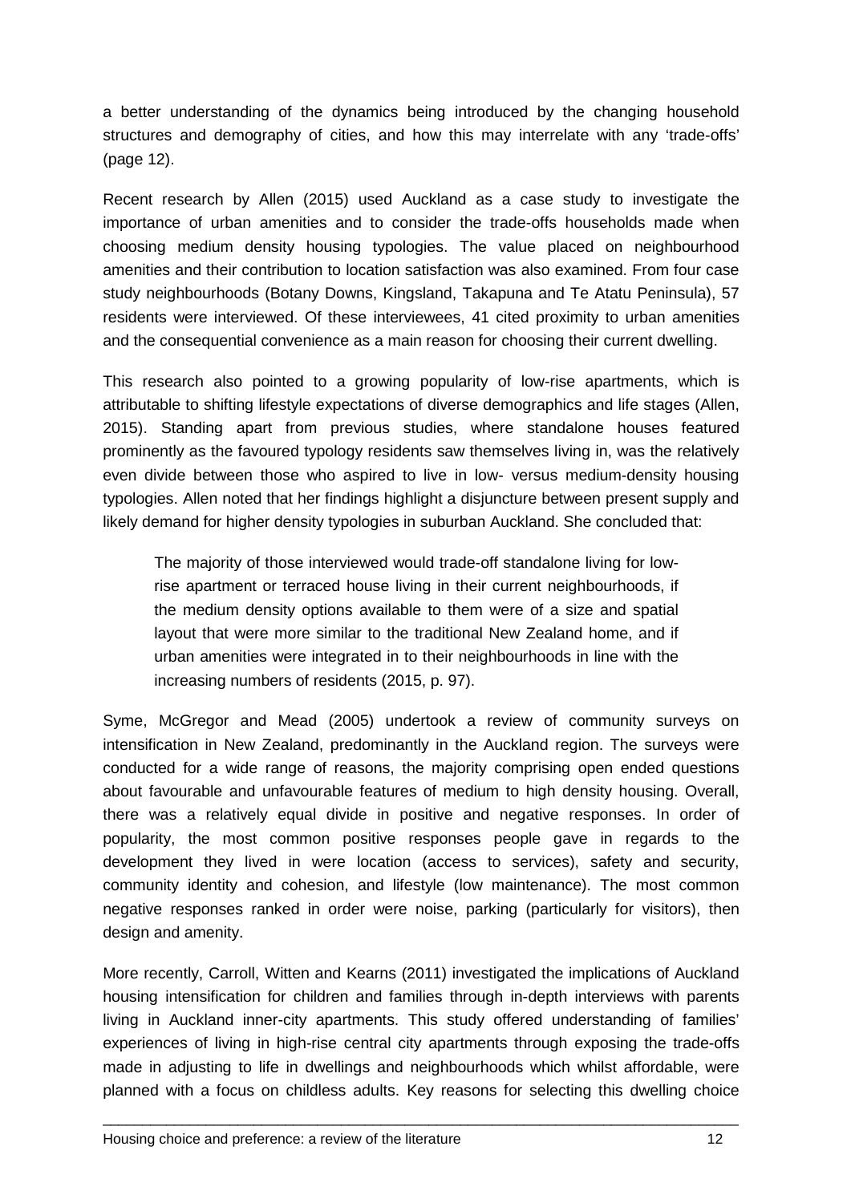a better understanding of the dynamics being introduced by the changing household structures and demography of cities, and how this may interrelate with any 'trade-offs' (page 12).

Recent research by Allen (2015) used Auckland as a case study to investigate the importance of urban amenities and to consider the trade-offs households made when choosing medium density housing typologies. The value placed on neighbourhood amenities and their contribution to location satisfaction was also examined. From four case study neighbourhoods (Botany Downs, Kingsland, Takapuna and Te Atatu Peninsula), 57 residents were interviewed. Of these interviewees, 41 cited proximity to urban amenities and the consequential convenience as a main reason for choosing their current dwelling.

This research also pointed to a growing popularity of low-rise apartments, which is attributable to shifting lifestyle expectations of diverse demographics and life stages (Allen, 2015). Standing apart from previous studies, where standalone houses featured prominently as the favoured typology residents saw themselves living in, was the relatively even divide between those who aspired to live in low- versus medium-density housing typologies. Allen noted that her findings highlight a disjuncture between present supply and likely demand for higher density typologies in suburban Auckland. She concluded that:

> The majority of those interviewed would trade-off standalone living for low-rise apartment or terraced house living in their current neighbourhoods, if the medium density options available to them were of a size and spatial layout that were more similar to the traditional New Zealand home, and if urban amenities were integrated in to their neighbourhoods in line with the increasing numbers of residents (2015, p. 97).

Syme, McGregor and Mead (2005) undertook a review of community surveys on intensification in New Zealand, predominantly in the Auckland region. The surveys were conducted for a wide range of reasons, the majority comprising open ended questions about favourable and unfavourable features of medium to high density housing. Overall, there was a relatively equal divide in positive and negative responses. In order of popularity, the most common positive responses people gave in regards to the development they lived in were location (access to services), safety and security, community identity and cohesion, and lifestyle (low maintenance). The most common negative responses ranked in order were noise, parking (particularly for visitors), then design and amenity.

More recently, Carroll, Witten and Kearns (2011) investigated the implications of Auckland housing intensification for children and families through in-depth interviews with parents living in Auckland inner-city apartments. This study offered understanding of families' experiences of living in high-rise central city apartments through exposing the trade-offs made in adjusting to life in dwellings and neighbourhoods which whilst affordable, were planned with a focus on childless adults. Key reasons for selecting this dwelling choice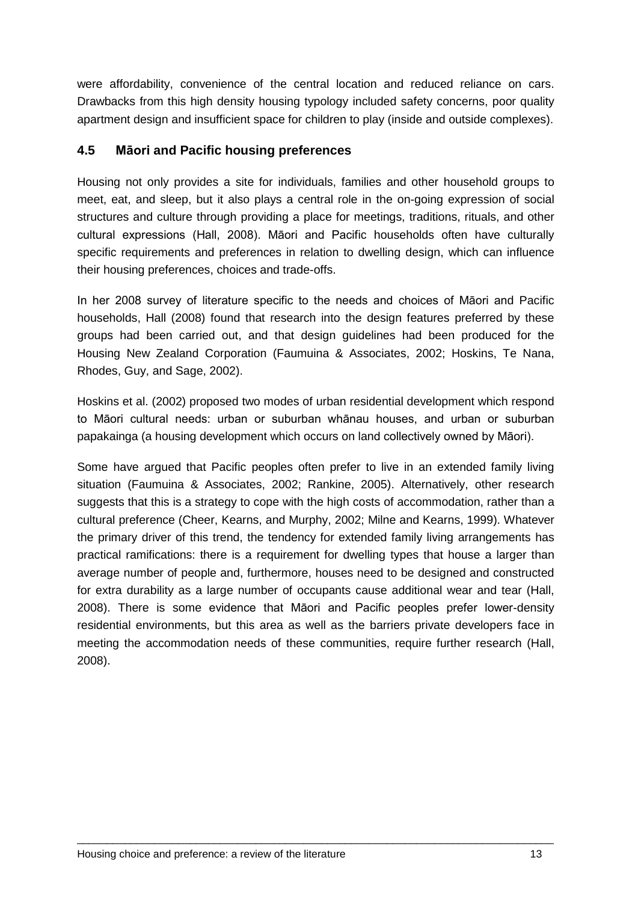were affordability, convenience of the central location and reduced reliance on cars. Drawbacks from this high density housing typology included safety concerns, poor quality apartment design and insufficient space for children to play (inside and outside complexes).

### 4.5 Māori and Pacific housing preferences

Housing not only provides a site for individuals, families and other household groups to meet, eat, and sleep, but it also plays a central role in the on-going expression of social structures and culture through providing a place for meetings, traditions, rituals, and other cultural expressions (Hall, 2008). Māori and Pacific households often have culturally specific requirements and preferences in relation to dwelling design, which can influence their housing preferences, choices and trade-offs.

In her 2008 survey of literature specific to the needs and choices of Māori and Pacific households, Hall (2008) found that research into the design features preferred by these groups had been carried out, and that design guidelines had been produced for the Housing New Zealand Corporation (Faumuina & Associates, 2002; Hoskins, Te Nana, Rhodes, Guy, and Sage, 2002).

Hoskins et al. (2002) proposed two modes of urban residential development which respond to Māori cultural needs: urban or suburban whānau houses, and urban or suburban papakainga (a housing development which occurs on land collectively owned by Māori).

Some have argued that Pacific peoples often prefer to live in an extended family living situation (Faumuina & Associates, 2002; Rankine, 2005). Alternatively, other research suggests that this is a strategy to cope with the high costs of accommodation, rather than a cultural preference (Cheer, Kearns, and Murphy, 2002; Milne and Kearns, 1999). Whatever the primary driver of this trend, the tendency for extended family living arrangements has practical ramifications: there is a requirement for dwelling types that house a larger than average number of people and, furthermore, houses need to be designed and constructed for extra durability as a large number of occupants cause additional wear and tear (Hall, 2008). There is some evidence that Māori and Pacific peoples prefer lower-density residential environments, but this area as well as the barriers private developers face in meeting the accommodation needs of these communities, require further research (Hall, 2008).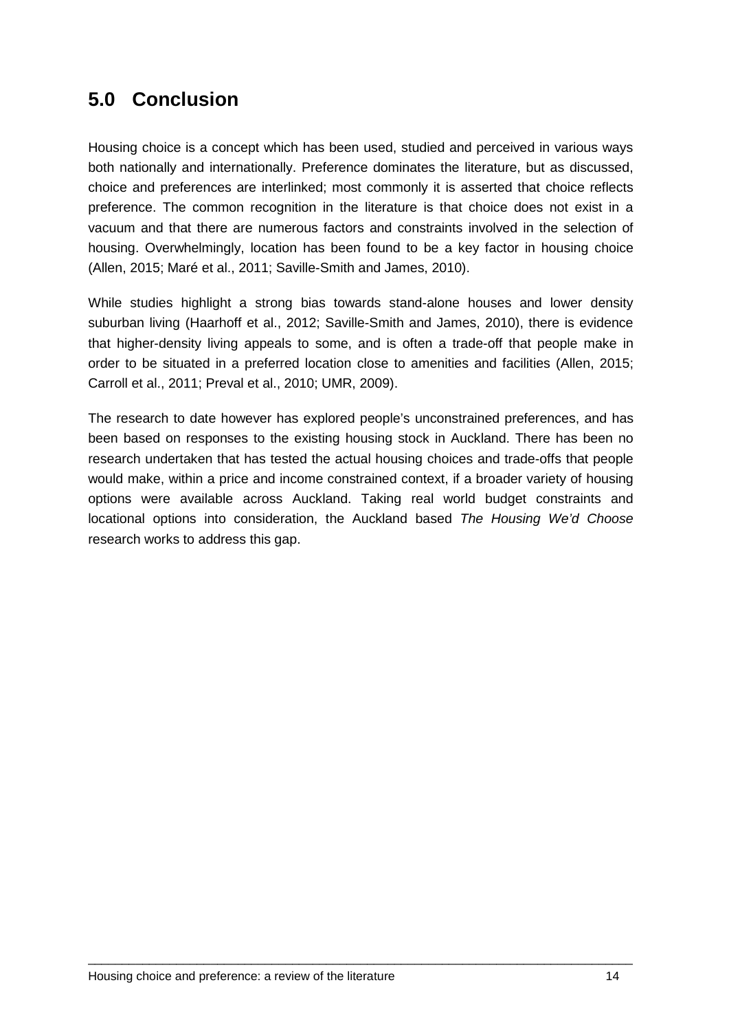## 5.0 Conclusion

Housing choice is a concept which has been used, studied and perceived in various ways both nationally and internationally. Preference dominates the literature, but as discussed, choice and preferences are interlinked; most commonly it is asserted that choice reflects preference. The common recognition in the literature is that choice does not exist in a vacuum and that there are numerous factors and constraints involved in the selection of housing. Overwhelmingly, location has been found to be a key factor in housing choice (Allen, 2015; Maré et al., 2011; Saville-Smith and James, 2010).

While studies highlight a strong bias towards stand-alone houses and lower density suburban living (Haarhoff et al., 2012; Saville-Smith and James, 2010), there is evidence that higher-density living appeals to some, and is often a trade-off that people make in order to be situated in a preferred location close to amenities and facilities (Allen, 2015; Carroll et al., 2011; Preval et al., 2010; UMR, 2009).

The research to date however has explored people's unconstrained preferences, and has been based on responses to the existing housing stock in Auckland. There has been no research undertaken that has tested the actual housing choices and trade-offs that people would make, within a price and income constrained context, if a broader variety of housing options were available across Auckland. Taking real world budget constraints and locational options into consideration, the Auckland based *The Housing We'd Choose* research works to address this gap.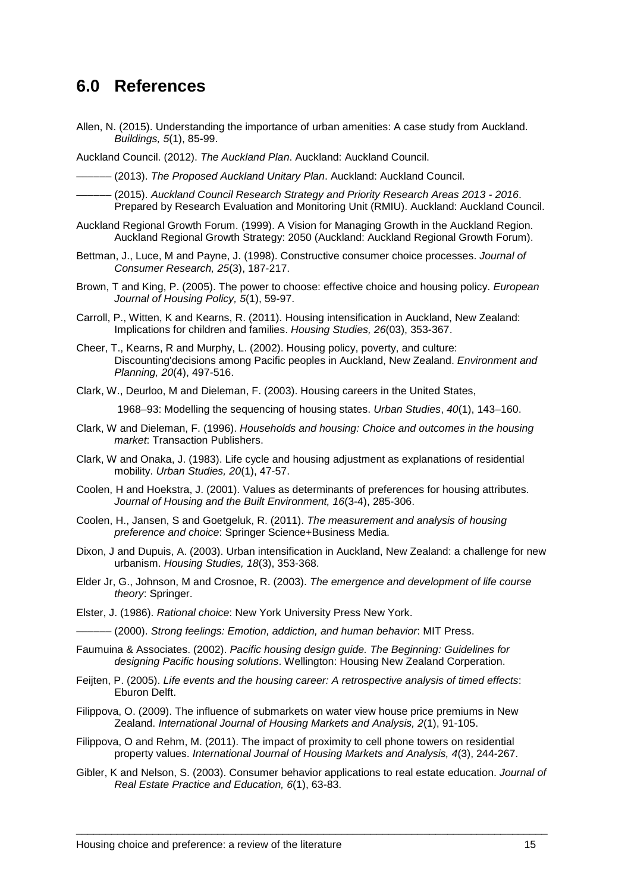## 6.0 References

Allen, N. (2015). Understanding the importance of urban amenities: A case study from Auckland. *Buildings, 5*(1), 85-99.

Auckland Council. (2012). *The Auckland Plan*. Auckland: Auckland Council.

——— (2013). *The Proposed Auckland Unitary Plan*. Auckland: Auckland Council.

——— (2015). *Auckland Council Research Strategy and Priority Research Areas 2013 - 2016*. Prepared by Research Evaluation and Monitoring Unit (RMIU). Auckland: Auckland Council.

Auckland Regional Growth Forum. (1999). A Vision for Managing Growth in the Auckland Region. Auckland Regional Growth Strategy: 2050 (Auckland: Auckland Regional Growth Forum).

Bettman, J., Luce, M and Payne, J. (1998). Constructive consumer choice processes. *Journal of Consumer Research, 25*(3), 187-217.

Brown, T and King, P. (2005). The power to choose: effective choice and housing policy. *European Journal of Housing Policy, 5*(1), 59-97.

Carroll, P., Witten, K and Kearns, R. (2011). Housing intensification in Auckland, New Zealand: Implications for children and families. *Housing Studies, 26*(03), 353-367.

Cheer, T., Kearns, R and Murphy, L. (2002). Housing policy, poverty, and culture: Discounting'decisions among Pacific peoples in Auckland, New Zealand. *Environment and Planning, 20*(4), 497-516.

Clark, W., Deurloo, M and Dieleman, F. (2003). Housing careers in the United States,

1968–93: Modelling the sequencing of housing states. *Urban Studies*, *40*(1), 143–160.

Clark, W and Dieleman, F. (1996). *Households and housing: Choice and outcomes in the housing market*: Transaction Publishers.

Clark, W and Onaka, J. (1983). Life cycle and housing adjustment as explanations of residential mobility. *Urban Studies, 20*(1), 47-57.

Coolen, H and Hoekstra, J. (2001). Values as determinants of preferences for housing attributes. *Journal of Housing and the Built Environment, 16*(3-4), 285-306.

Coolen, H., Jansen, S and Goetgeluk, R. (2011). *The measurement and analysis of housing preference and choice*: Springer Science+Business Media.

Dixon, J and Dupuis, A. (2003). Urban intensification in Auckland, New Zealand: a challenge for new urbanism. *Housing Studies, 18*(3), 353-368.

Elder Jr, G., Johnson, M and Crosnoe, R. (2003). *The emergence and development of life course theory*: Springer.

Elster, J. (1986). *Rational choice*: New York University Press New York.

——— (2000). *Strong feelings: Emotion, addiction, and human behavior*: MIT Press.

Faumuina & Associates. (2002). *Pacific housing design guide. The Beginning: Guidelines for designing Pacific housing solutions*. Wellington: Housing New Zealand Corperation.

Feijten, P. (2005). *Life events and the housing career: A retrospective analysis of timed effects*: Eburon Delft.

Filippova, O. (2009). The influence of submarkets on water view house price premiums in New Zealand. *International Journal of Housing Markets and Analysis, 2*(1), 91-105.

Filippova, O and Rehm, M. (2011). The impact of proximity to cell phone towers on residential property values. *International Journal of Housing Markets and Analysis, 4*(3), 244-267.

Gibler, K and Nelson, S. (2003). Consumer behavior applications to real estate education. *Journal of Real Estate Practice and Education, 6*(1), 63-83.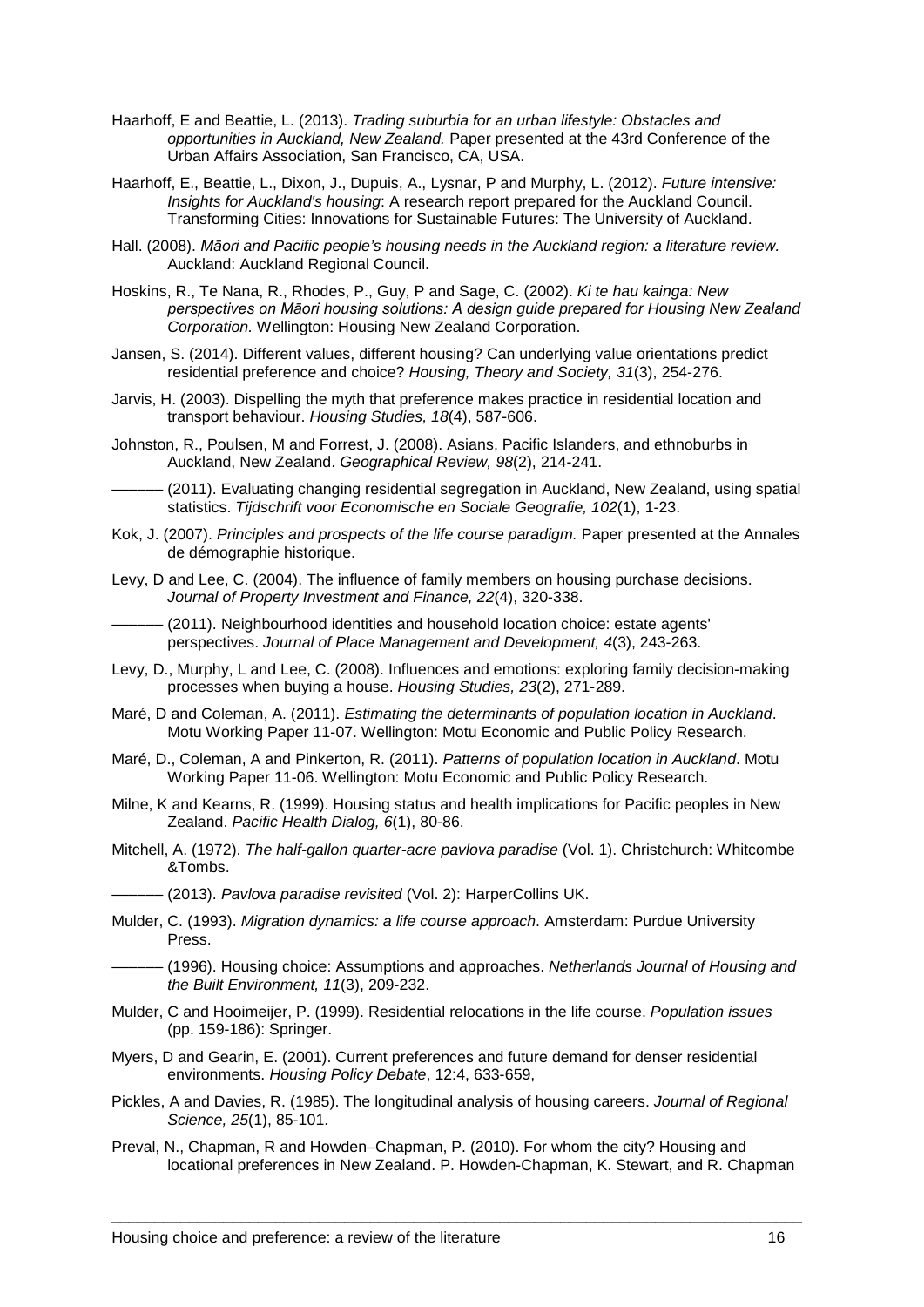Haarhoff, E and Beattie, L. (2013). *Trading suburbia for an urban lifestyle: Obstacles and opportunities in Auckland, New Zealand.* Paper presented at the 43rd Conference of the Urban Affairs Association, San Francisco, CA, USA.

Haarhoff, E., Beattie, L., Dixon, J., Dupuis, A., Lysnar, P and Murphy, L. (2012). *Future intensive: Insights for Auckland's housing*: A research report prepared for the Auckland Council. Transforming Cities: Innovations for Sustainable Futures: The University of Auckland.

Hall. (2008). *Māori and Pacific people's housing needs in the Auckland region: a literature review.* Auckland: Auckland Regional Council.

Hoskins, R., Te Nana, R., Rhodes, P., Guy, P and Sage, C. (2002). *Ki te hau kainga: New perspectives on Māori housing solutions: A design guide prepared for Housing New Zealand Corporation.* Wellington: Housing New Zealand Corporation.

Jansen, S. (2014). Different values, different housing? Can underlying value orientations predict residential preference and choice? *Housing, Theory and Society, 31*(3), 254-276.

Jarvis, H. (2003). Dispelling the myth that preference makes practice in residential location and transport behaviour. *Housing Studies, 18*(4), 587-606.

Johnston, R., Poulsen, M and Forrest, J. (2008). Asians, Pacific Islanders, and ethnoburbs in Auckland, New Zealand. *Geographical Review, 98*(2), 214-241.

——— (2011). Evaluating changing residential segregation in Auckland, New Zealand, using spatial statistics. *Tijdschrift voor Economische en Sociale Geografie, 102*(1), 1-23.

Kok, J. (2007). *Principles and prospects of the life course paradigm.* Paper presented at the Annales de démographie historique.

Levy, D and Lee, C. (2004). The influence of family members on housing purchase decisions. *Journal of Property Investment and Finance, 22*(4), 320-338.

——— (2011). Neighbourhood identities and household location choice: estate agents' perspectives. *Journal of Place Management and Development, 4*(3), 243-263.

Levy, D., Murphy, L and Lee, C. (2008). Influences and emotions: exploring family decision-making processes when buying a house. *Housing Studies, 23*(2), 271-289.

Maré, D and Coleman, A. (2011). *Estimating the determinants of population location in Auckland*. Motu Working Paper 11-07. Wellington: Motu Economic and Public Policy Research.

Maré, D., Coleman, A and Pinkerton, R. (2011). *Patterns of population location in Auckland*. Motu Working Paper 11-06. Wellington: Motu Economic and Public Policy Research.

Milne, K and Kearns, R. (1999). Housing status and health implications for Pacific peoples in New Zealand. *Pacific Health Dialog, 6*(1), 80-86.

Mitchell, A. (1972). *The half-gallon quarter-acre pavlova paradise* (Vol. 1). Christchurch: Whitcombe &Tombs.

——— (2013). *Pavlova paradise revisited* (Vol. 2): HarperCollins UK.

Mulder, C. (1993). *Migration dynamics: a life course approach*. Amsterdam: Purdue University Press.

——— (1996). Housing choice: Assumptions and approaches. *Netherlands Journal of Housing and the Built Environment, 11*(3), 209-232.

Mulder, C and Hooimeijer, P. (1999). Residential relocations in the life course. *Population issues* (pp. 159-186): Springer.

Myers, D and Gearin, E. (2001). Current preferences and future demand for denser residential environments. *Housing Policy Debate*, 12:4, 633-659,

Pickles, A and Davies, R. (1985). The longitudinal analysis of housing careers. *Journal of Regional Science, 25*(1), 85-101.

Preval, N., Chapman, R and Howden–Chapman, P. (2010). For whom the city? Housing and locational preferences in New Zealand. P. Howden-Chapman, K. Stewart, and R. Chapman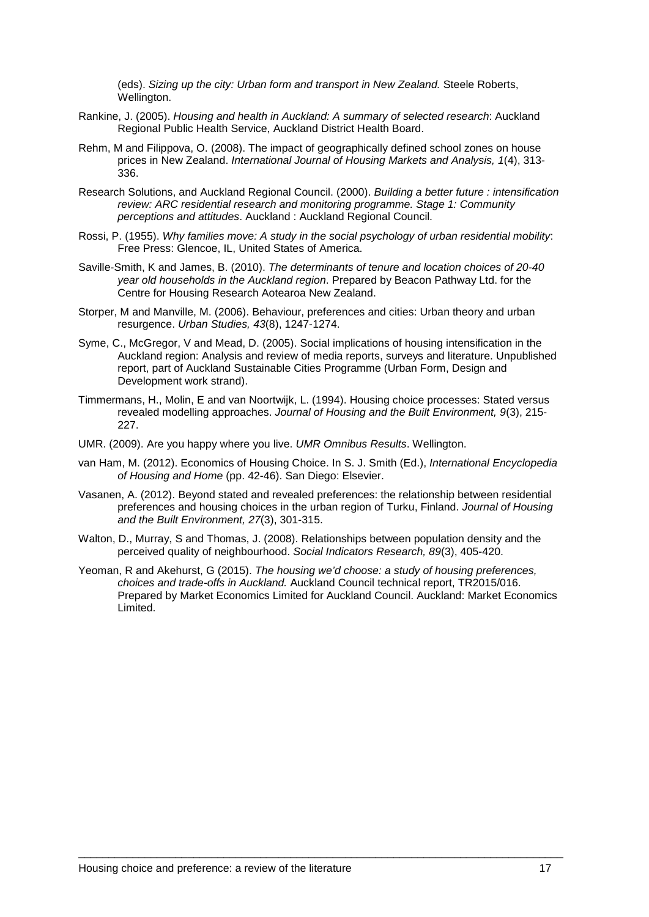(eds). *Sizing up the city: Urban form and transport in New Zealand.* Steele Roberts, Wellington.

Rankine, J. (2005). *Housing and health in Auckland: A summary of selected research*: Auckland Regional Public Health Service, Auckland District Health Board.

Rehm, M and Filippova, O. (2008). The impact of geographically defined school zones on house prices in New Zealand. *International Journal of Housing Markets and Analysis, 1*(4), 313-336.

Research Solutions, and Auckland Regional Council. (2000). *Building a better future : intensification review: ARC residential research and monitoring programme. Stage 1: Community perceptions and attitudes*. Auckland : Auckland Regional Council.

Rossi, P. (1955). *Why families move: A study in the social psychology of urban residential mobility*: Free Press: Glencoe, IL, United States of America.

Saville-Smith, K and James, B. (2010). *The determinants of tenure and location choices of 20-40 year old households in the Auckland region*. Prepared by Beacon Pathway Ltd. for the Centre for Housing Research Aotearoa New Zealand.

Storper, M and Manville, M. (2006). Behaviour, preferences and cities: Urban theory and urban resurgence. *Urban Studies, 43*(8), 1247-1274.

Syme, C., McGregor, V and Mead, D. (2005). Social implications of housing intensification in the Auckland region: Analysis and review of media reports, surveys and literature. Unpublished report, part of Auckland Sustainable Cities Programme (Urban Form, Design and Development work strand).

Timmermans, H., Molin, E and van Noortwijk, L. (1994). Housing choice processes: Stated versus revealed modelling approaches. *Journal of Housing and the Built Environment, 9*(3), 215-227.

UMR. (2009). Are you happy where you live. *UMR Omnibus Results*. Wellington.

van Ham, M. (2012). Economics of Housing Choice. In S. J. Smith (Ed.), *International Encyclopedia of Housing and Home* (pp. 42-46). San Diego: Elsevier.

Vasanen, A. (2012). Beyond stated and revealed preferences: the relationship between residential preferences and housing choices in the urban region of Turku, Finland. *Journal of Housing and the Built Environment, 27*(3), 301-315.

Walton, D., Murray, S and Thomas, J. (2008). Relationships between population density and the perceived quality of neighbourhood. *Social Indicators Research, 89*(3), 405-420.

Yeoman, R and Akehurst, G (2015). *The housing we'd choose: a study of housing preferences, choices and trade-offs in Auckland.* Auckland Council technical report, TR2015/016. Prepared by Market Economics Limited for Auckland Council. Auckland: Market Economics Limited.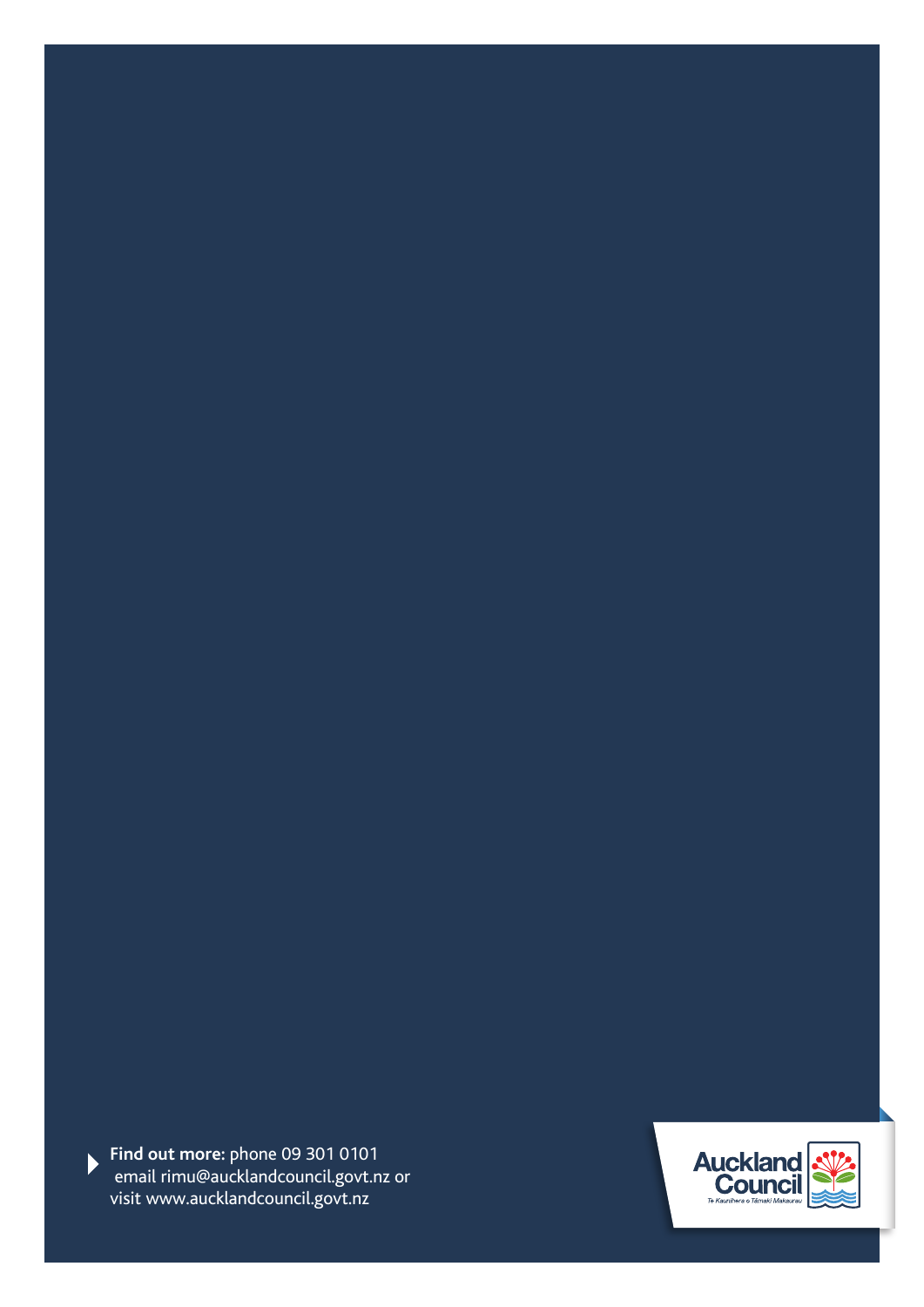**Find out more:** phone 09 301 0101
email rimu@aucklandcouncil.govt.nz or
visit www.aucklandcouncil.govt.nz

Auckland Council
Te Kaunihera o Tāmaki Makaurau